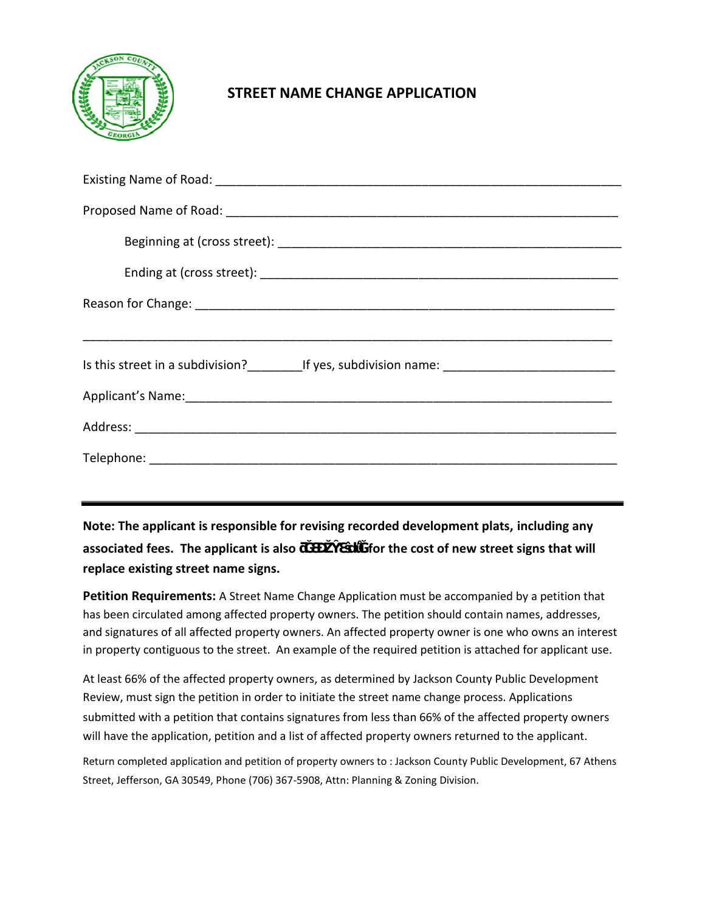# STREET NAME CHANGE APPLICATION

Existing Name of Road: ___________________________________________________________

Proposed Name of Road: __________________________________________________________

Beginning at (cross street): ________________________________________________

Ending at (cross street): __________________________________________________

Reason for Change: ______________________________________________________________

_________________________________________________________________________________

Is this street in a subdivision?________If yes, subdivision name: ________________________

Applicant's Name:_______________________________________________________________

Address: _______________________________________________________________________

Telephone: _____________________________________________________________________

---

**Note: The applicant is responsible for revising recorded development plats, including any associated fees. The applicant is also ĐŚĂƌŐĞĚ for the cost of new street signs that will replace existing street name signs.**

**Petition Requirements:** A Street Name Change Application must be accompanied by a petition that has been circulated among affected property owners. The petition should contain names, addresses, and signatures of all affected property owners. An affected property owner is one who owns an interest in property contiguous to the street. An example of the required petition is attached for applicant use.

At least 66% of the affected property owners, as determined by Jackson County Public Development Review, must sign the petition in order to initiate the street name change process. Applications submitted with a petition that contains signatures from less than 66% of the affected property owners will have the application, petition and a list of affected property owners returned to the applicant.

Return completed application and petition of property owners to : Jackson County Public Development, 67 Athens Street, Jefferson, GA 30549, Phone (706) 367-5908, Attn: Planning & Zoning Division.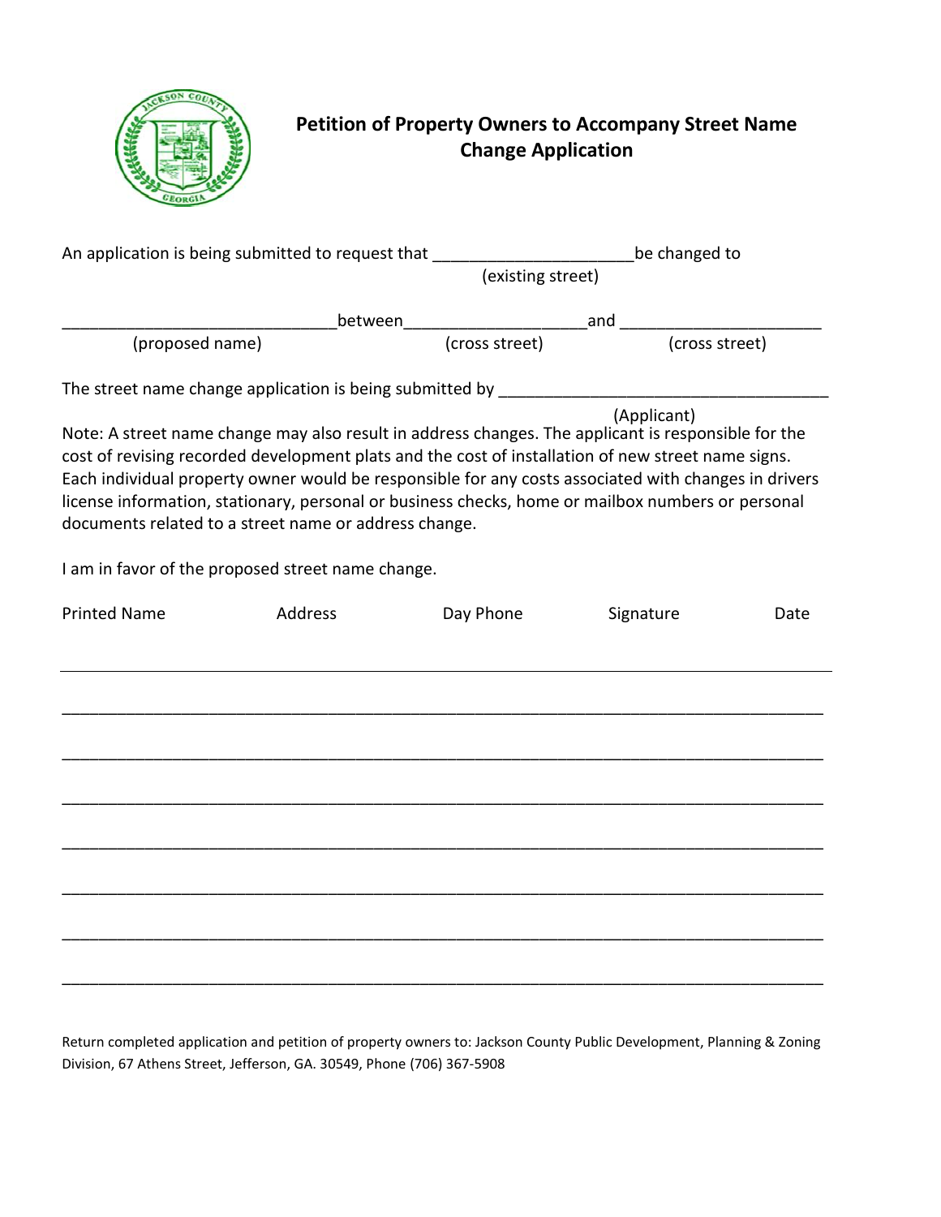# Petition of Property Owners to Accompany Street Name Change Application

An application is being submitted to request that ______________________ be changed to
(existing street)

______________________________ between ____________________ and ______________________
(proposed name) (cross street) (cross street)

The street name change application is being submitted by ____________________________________
(Applicant)

Note: A street name change may also result in address changes. The applicant is responsible for the cost of revising recorded development plats and the cost of installation of new street name signs. Each individual property owner would be responsible for any costs associated with changes in drivers license information, stationary, personal or business checks, home or mailbox numbers or personal documents related to a street name or address change.

I am in favor of the proposed street name change.

| Printed Name | Address | Day Phone | Signature | Date |
|---|---|---|---|---|
| | | | | |
| | | | | |
| | | | | |
| | | | | |
| | | | | |
| | | | | |
| | | | | |
| | | | | |

Return completed application and petition of property owners to: Jackson County Public Development, Planning & Zoning Division, 67 Athens Street, Jefferson, GA. 30549, Phone (706) 367-5908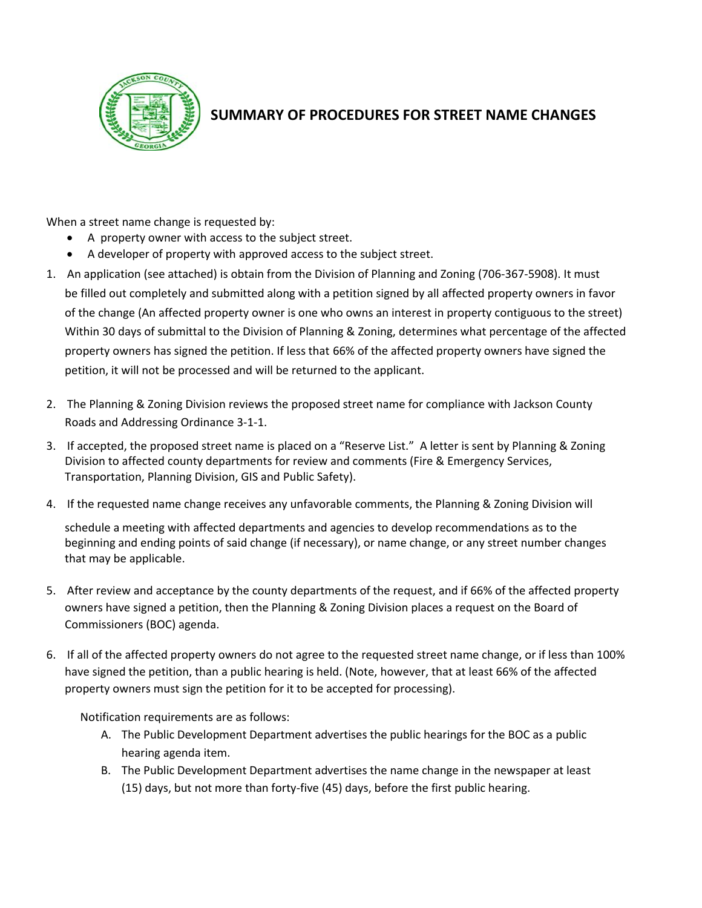# SUMMARY OF PROCEDURES FOR STREET NAME CHANGES

When a street name change is requested by:

- A property owner with access to the subject street.
- A developer of property with approved access to the subject street.

1. An application (see attached) is obtain from the Division of Planning and Zoning (706-367-5908). It must be filled out completely and submitted along with a petition signed by all affected property owners in favor of the change (An affected property owner is one who owns an interest in property contiguous to the street) Within 30 days of submittal to the Division of Planning & Zoning, determines what percentage of the affected property owners has signed the petition. If less that 66% of the affected property owners have signed the petition, it will not be processed and will be returned to the applicant.

2. The Planning & Zoning Division reviews the proposed street name for compliance with Jackson County Roads and Addressing Ordinance 3-1-1.

3. If accepted, the proposed street name is placed on a "Reserve List." A letter is sent by Planning & Zoning Division to affected county departments for review and comments (Fire & Emergency Services, Transportation, Planning Division, GIS and Public Safety).

4. If the requested name change receives any unfavorable comments, the Planning & Zoning Division will schedule a meeting with affected departments and agencies to develop recommendations as to the beginning and ending points of said change (if necessary), or name change, or any street number changes that may be applicable.

5. After review and acceptance by the county departments of the request, and if 66% of the affected property owners have signed a petition, then the Planning & Zoning Division places a request on the Board of Commissioners (BOC) agenda.

6. If all of the affected property owners do not agree to the requested street name change, or if less than 100% have signed the petition, than a public hearing is held. (Note, however, that at least 66% of the affected property owners must sign the petition for it to be accepted for processing).

   Notification requirements are as follows:

   A. The Public Development Department advertises the public hearings for the BOC as a public hearing agenda item.
   B. The Public Development Department advertises the name change in the newspaper at least (15) days, but not more than forty-five (45) days, before the first public hearing.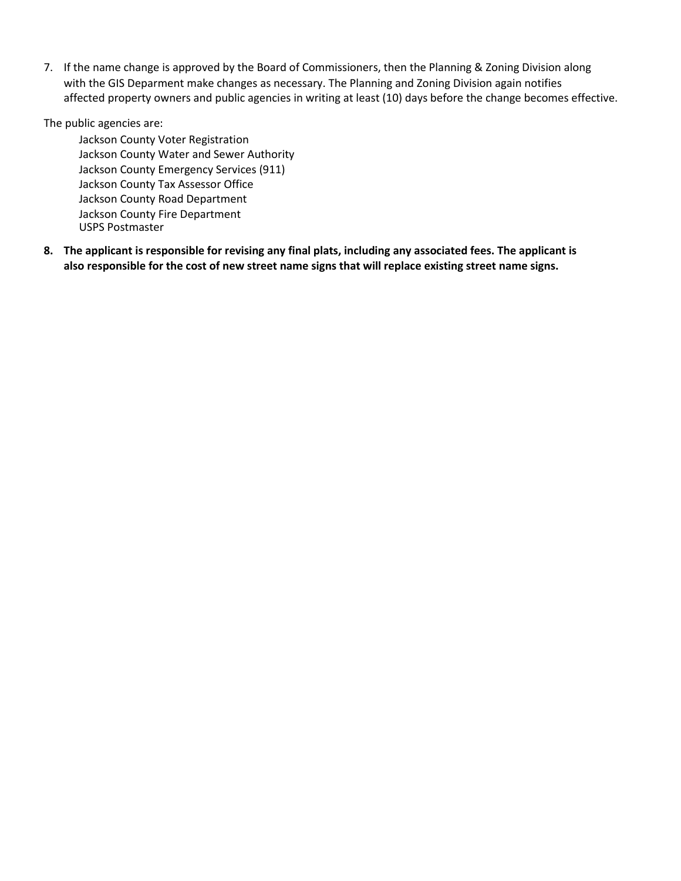7. If the name change is approved by the Board of Commissioners, then the Planning & Zoning Division along with the GIS Deparment make changes as necessary. The Planning and Zoning Division again notifies affected property owners and public agencies in writing at least (10) days before the change becomes effective.

The public agencies are:

Jackson County Voter Registration
Jackson County Water and Sewer Authority
Jackson County Emergency Services (911)
Jackson County Tax Assessor Office
Jackson County Road Department
Jackson County Fire Department
USPS Postmaster

8. **The applicant is responsible for revising any final plats, including any associated fees. The applicant is also responsible for the cost of new street name signs that will replace existing street name signs.**